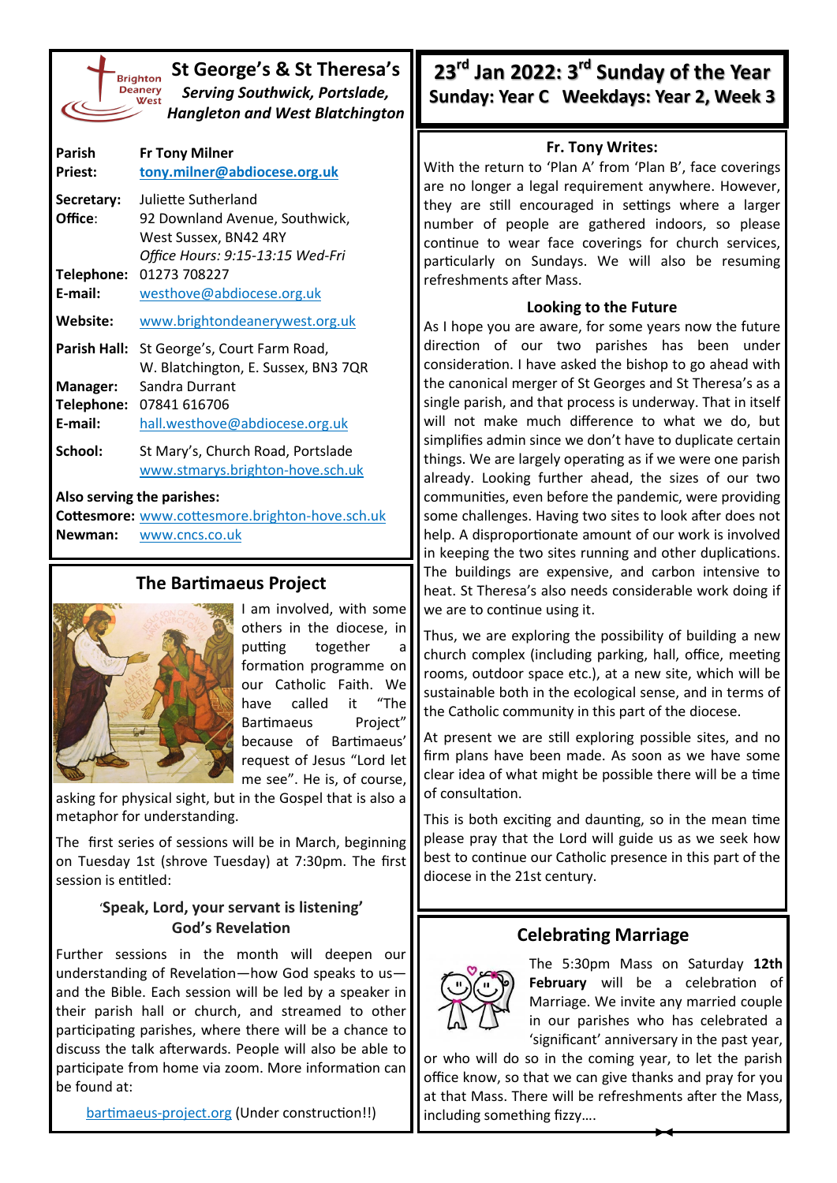# St George's & St Theresa's

*Serving Southwick, Portslade, Hangleton and West Blatchington*

| | |
|---|---|
| **Parish Priest:** | **Fr Tony Milner** **tony.milner@abdiocese.org.uk** |
| **Secretary:** | Juliette Sutherland |
| **Office**: | 92 Downland Avenue, Southwick, West Sussex, BN42 4RY *Office Hours: 9:15-13:15 Wed-Fri* |
| **Telephone:** | 01273 708227 |
| **E-mail:** | westhove@abdiocese.org.uk |
| **Website:** | www.brightondeanerywest.org.uk |
| **Parish Hall:** | St George's, Court Farm Road, W. Blatchington, E. Sussex, BN3 7QR |
| **Manager:** | Sandra Durrant |
| **Telephone:** | 07841 616706 |
| **E-mail:** | hall.westhove@abdiocese.org.uk |
| **School:** | St Mary's, Church Road, Portslade www.stmarys.brighton-hove.sch.uk |

**Also serving the parishes:**

**Cottesmore:** www.cottesmore.brighton-hove.sch.uk

**Newman:** www.cncs.co.uk

## The Bartimaeus Project

I am involved, with some others in the diocese, in putting together a formation programme on our Catholic Faith. We have called it "The Bartimaeus Project" because of Bartimaeus' request of Jesus "Lord let me see". He is, of course, asking for physical sight, but in the Gospel that is also a metaphor for understanding.

The first series of sessions will be in March, beginning on Tuesday 1st (shrove Tuesday) at 7:30pm. The first session is entitled:

**'Speak, Lord, your servant is listening'**
**God's Revelation**

Further sessions in the month will deepen our understanding of Revelation—how God speaks to us—and the Bible. Each session will be led by a speaker in their parish hall or church, and streamed to other participating parishes, where there will be a chance to discuss the talk afterwards. People will also be able to participate from home via zoom. More information can be found at:

bartimaeus-project.org (Under construction!!)

# 23rd Jan 2022: 3rd Sunday of the Year

**Sunday: Year C Weekdays: Year 2, Week 3**

## Fr. Tony Writes:

With the return to 'Plan A' from 'Plan B', face coverings are no longer a legal requirement anywhere. However, they are still encouraged in settings where a larger number of people are gathered indoors, so please continue to wear face coverings for church services, particularly on Sundays. We will also be resuming refreshments after Mass.

### Looking to the Future

As I hope you are aware, for some years now the future direction of our two parishes has been under consideration. I have asked the bishop to go ahead with the canonical merger of St Georges and St Theresa's as a single parish, and that process is underway. That in itself will not make much difference to what we do, but simplifies admin since we don't have to duplicate certain things. We are largely operating as if we were one parish already. Looking further ahead, the sizes of our two communities, even before the pandemic, were providing some challenges. Having two sites to look after does not help. A disproportionate amount of our work is involved in keeping the two sites running and other duplications. The buildings are expensive, and carbon intensive to heat. St Theresa's also needs considerable work doing if we are to continue using it.

Thus, we are exploring the possibility of building a new church complex (including parking, hall, office, meeting rooms, outdoor space etc.), at a new site, which will be sustainable both in the ecological sense, and in terms of the Catholic community in this part of the diocese.

At present we are still exploring possible sites, and no firm plans have been made. As soon as we have some clear idea of what might be possible there will be a time of consultation.

This is both exciting and daunting, so in the mean time please pray that the Lord will guide us as we seek how best to continue our Catholic presence in this part of the diocese in the 21st century.

## Celebrating Marriage

The 5:30pm Mass on Saturday **12th February** will be a celebration of Marriage. We invite any married couple in our parishes who has celebrated a 'significant' anniversary in the past year, or who will do so in the coming year, to let the parish office know, so that we can give thanks and pray for you at that Mass. There will be refreshments after the Mass, including something fizzy….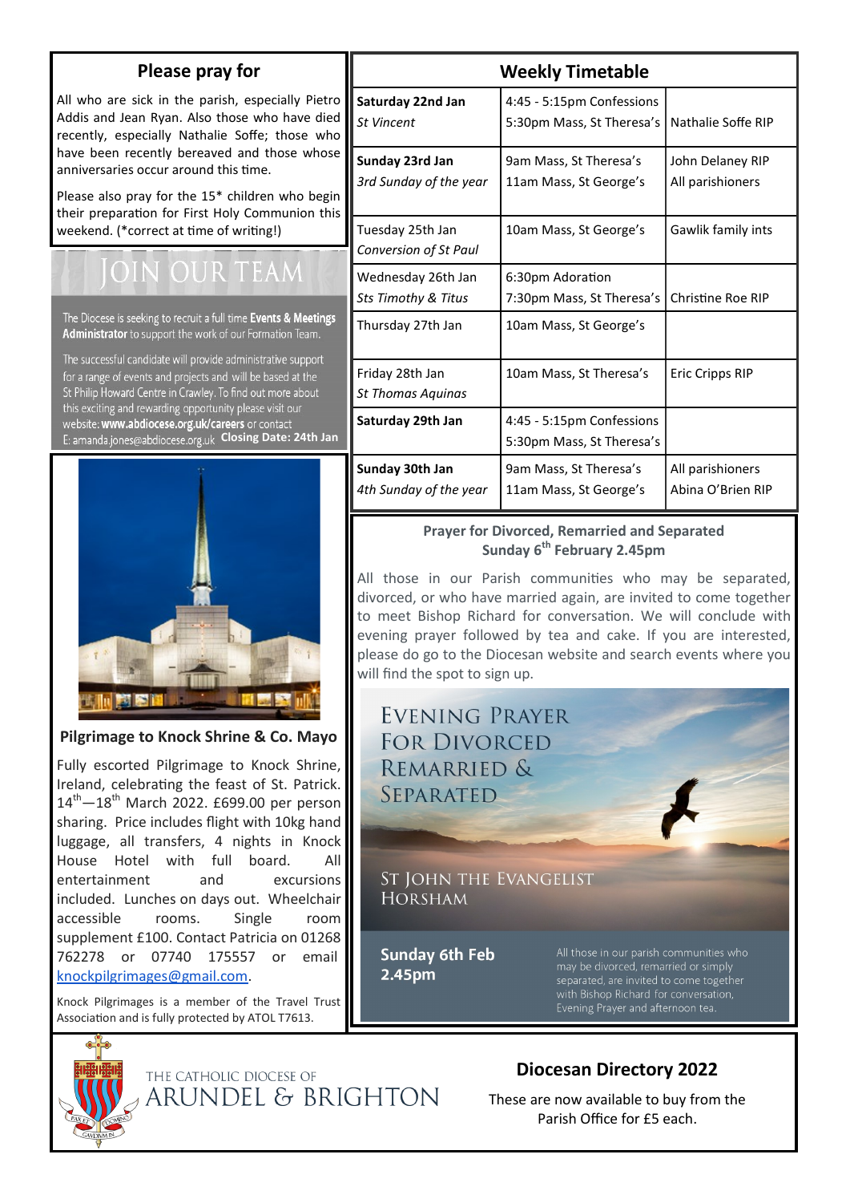## Please pray for

All who are sick in the parish, especially Pietro Addis and Jean Ryan. Also those who have died recently, especially Nathalie Soffe; those who have been recently bereaved and those whose anniversaries occur around this time.

Please also pray for the 15* children who begin their preparation for First Holy Communion this weekend. (*correct at time of writing!)

## JOIN OUR TEAM

The Diocese is seeking to recruit a full time **Events & Meetings Administrator** to support the work of our Formation Team.

The successful candidate will provide administrative support for a range of events and projects and will be based at the St Philip Howard Centre in Crawley. To find out more about this exciting and rewarding opportunity please visit our website: **www.abdiocese.org.uk/careers** or contact E: amanda.jones@abdiocese.org.uk **Closing Date: 24th Jan**

### Pilgrimage to Knock Shrine & Co. Mayo

Fully escorted Pilgrimage to Knock Shrine, Ireland, celebrating the feast of St. Patrick. 14th—18th March 2022. £699.00 per person sharing. Price includes flight with 10kg hand luggage, all transfers, 4 nights in Knock House Hotel with full board. All entertainment and excursions included. Lunches on days out. Wheelchair accessible rooms. Single room supplement £100. Contact Patricia on 01268 762278 or 07740 175557 or email knockpilgrimages@gmail.com.

Knock Pilgrimages is a member of the Travel Trust Association and is fully protected by ATOL T7613.

## Weekly Timetable

| | | |
|---|---|---|
| **Saturday 22nd Jan**<br>*St Vincent* | 4:45 - 5:15pm Confessions<br>5:30pm Mass, St Theresa's | Nathalie Soffe RIP |
| **Sunday 23rd Jan**<br>*3rd Sunday of the year* | 9am Mass, St Theresa's<br>11am Mass, St George's | John Delaney RIP<br>All parishioners |
| Tuesday 25th Jan<br>*Conversion of St Paul* | 10am Mass, St George's | Gawlik family ints |
| Wednesday 26th Jan<br>*Sts Timothy & Titus* | 6:30pm Adoration<br>7:30pm Mass, St Theresa's | Christine Roe RIP |
| Thursday 27th Jan | 10am Mass, St George's | |
| Friday 28th Jan<br>*St Thomas Aquinas* | 10am Mass, St Theresa's | Eric Cripps RIP |
| **Saturday 29th Jan** | 4:45 - 5:15pm Confessions<br>5:30pm Mass, St Theresa's | |
| **Sunday 30th Jan**<br>*4th Sunday of the year* | 9am Mass, St Theresa's<br>11am Mass, St George's | All parishioners<br>Abina O'Brien RIP |

### Prayer for Divorced, Remarried and Separated
**Sunday 6th February 2.45pm**

All those in our Parish communities who may be separated, divorced, or who have married again, are invited to come together to meet Bishop Richard for conversation. We will conclude with evening prayer followed by tea and cake. If you are interested, please do go to the Diocesan website and search events where you will find the spot to sign up.

EVENING PRAYER FOR DIVORCED REMARRIED & SEPARATED

ST JOHN THE EVANGELIST HORSHAM

**Sunday 6th Feb 2.45pm**

All those in our parish communities who may be divorced, remarried or simply separated, are invited to come together with Bishop Richard for conversation, Evening Prayer and afternoon tea.

THE CATHOLIC DIOCESE OF ARUNDEL & BRIGHTON

### Diocesan Directory 2022

These are now available to buy from the Parish Office for £5 each.